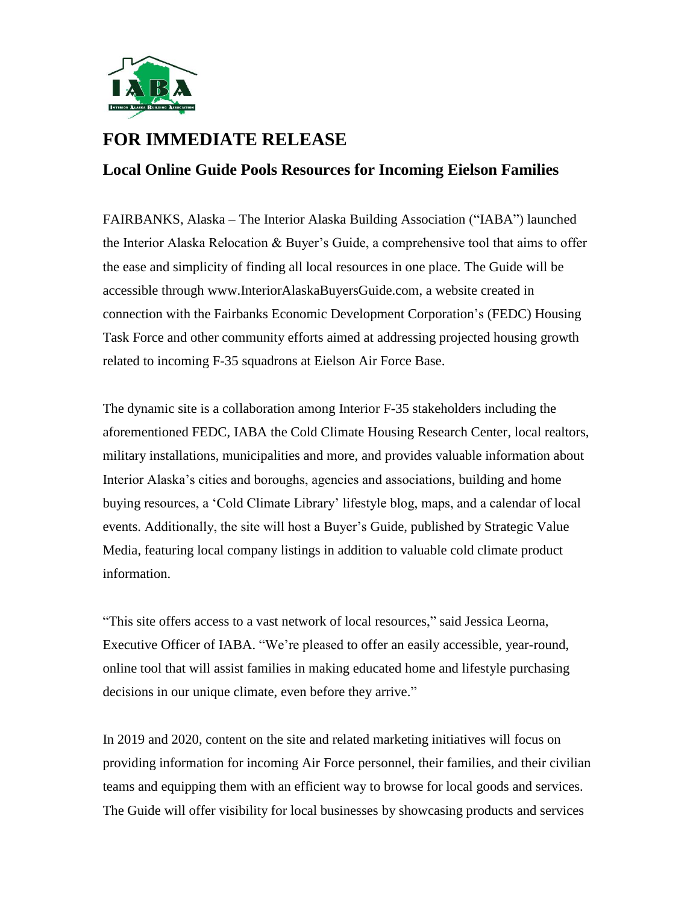# FOR IMMEDIATE RELEASE

## Local Online Guide Pools Resources for Incoming Eielson Families

FAIRBANKS, Alaska – The Interior Alaska Building Association ("IABA") launched the Interior Alaska Relocation & Buyer's Guide, a comprehensive tool that aims to offer the ease and simplicity of finding all local resources in one place. The Guide will be accessible through www.InteriorAlaskaBuyersGuide.com, a website created in connection with the Fairbanks Economic Development Corporation's (FEDC) Housing Task Force and other community efforts aimed at addressing projected housing growth related to incoming F-35 squadrons at Eielson Air Force Base.

The dynamic site is a collaboration among Interior F-35 stakeholders including the aforementioned FEDC, IABA the Cold Climate Housing Research Center, local realtors, military installations, municipalities and more, and provides valuable information about Interior Alaska's cities and boroughs, agencies and associations, building and home buying resources, a 'Cold Climate Library' lifestyle blog, maps, and a calendar of local events. Additionally, the site will host a Buyer's Guide, published by Strategic Value Media, featuring local company listings in addition to valuable cold climate product information.

"This site offers access to a vast network of local resources," said Jessica Leorna, Executive Officer of IABA. "We're pleased to offer an easily accessible, year-round, online tool that will assist families in making educated home and lifestyle purchasing decisions in our unique climate, even before they arrive."

In 2019 and 2020, content on the site and related marketing initiatives will focus on providing information for incoming Air Force personnel, their families, and their civilian teams and equipping them with an efficient way to browse for local goods and services. The Guide will offer visibility for local businesses by showcasing products and services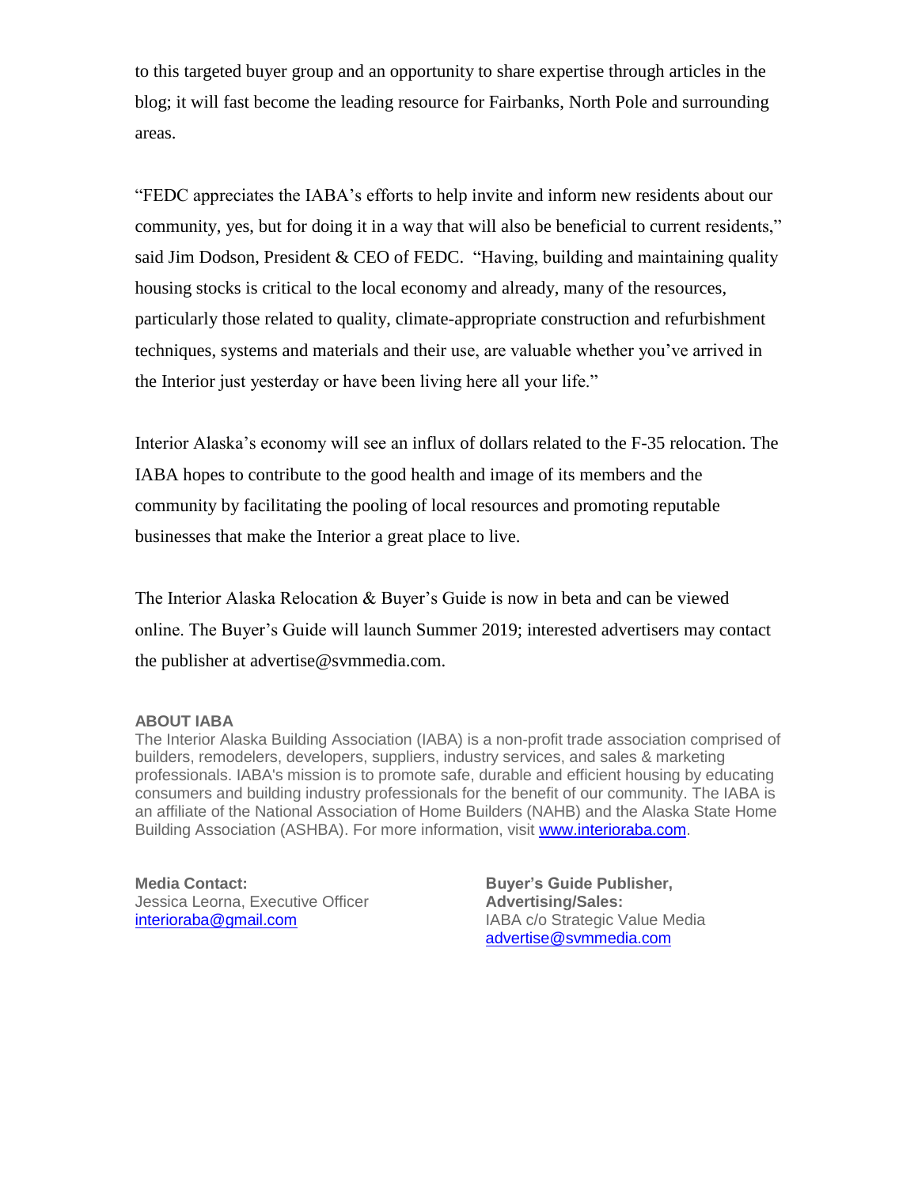to this targeted buyer group and an opportunity to share expertise through articles in the blog; it will fast become the leading resource for Fairbanks, North Pole and surrounding areas.

"FEDC appreciates the IABA's efforts to help invite and inform new residents about our community, yes, but for doing it in a way that will also be beneficial to current residents," said Jim Dodson, President & CEO of FEDC. "Having, building and maintaining quality housing stocks is critical to the local economy and already, many of the resources, particularly those related to quality, climate-appropriate construction and refurbishment techniques, systems and materials and their use, are valuable whether you've arrived in the Interior just yesterday or have been living here all your life."

Interior Alaska's economy will see an influx of dollars related to the F-35 relocation. The IABA hopes to contribute to the good health and image of its members and the community by facilitating the pooling of local resources and promoting reputable businesses that make the Interior a great place to live.

The Interior Alaska Relocation & Buyer's Guide is now in beta and can be viewed online. The Buyer's Guide will launch Summer 2019; interested advertisers may contact the publisher at advertise@svmmedia.com.

**ABOUT IABA**

The Interior Alaska Building Association (IABA) is a non-profit trade association comprised of builders, remodelers, developers, suppliers, industry services, and sales & marketing professionals. IABA's mission is to promote safe, durable and efficient housing by educating consumers and building industry professionals for the benefit of our community. The IABA is an affiliate of the National Association of Home Builders (NAHB) and the Alaska State Home Building Association (ASHBA). For more information, visit www.interioraba.com.

**Media Contact:**
Jessica Leorna, Executive Officer
interioraba@gmail.com

**Buyer's Guide Publisher, Advertising/Sales:**
IABA c/o Strategic Value Media
advertise@svmmedia.com